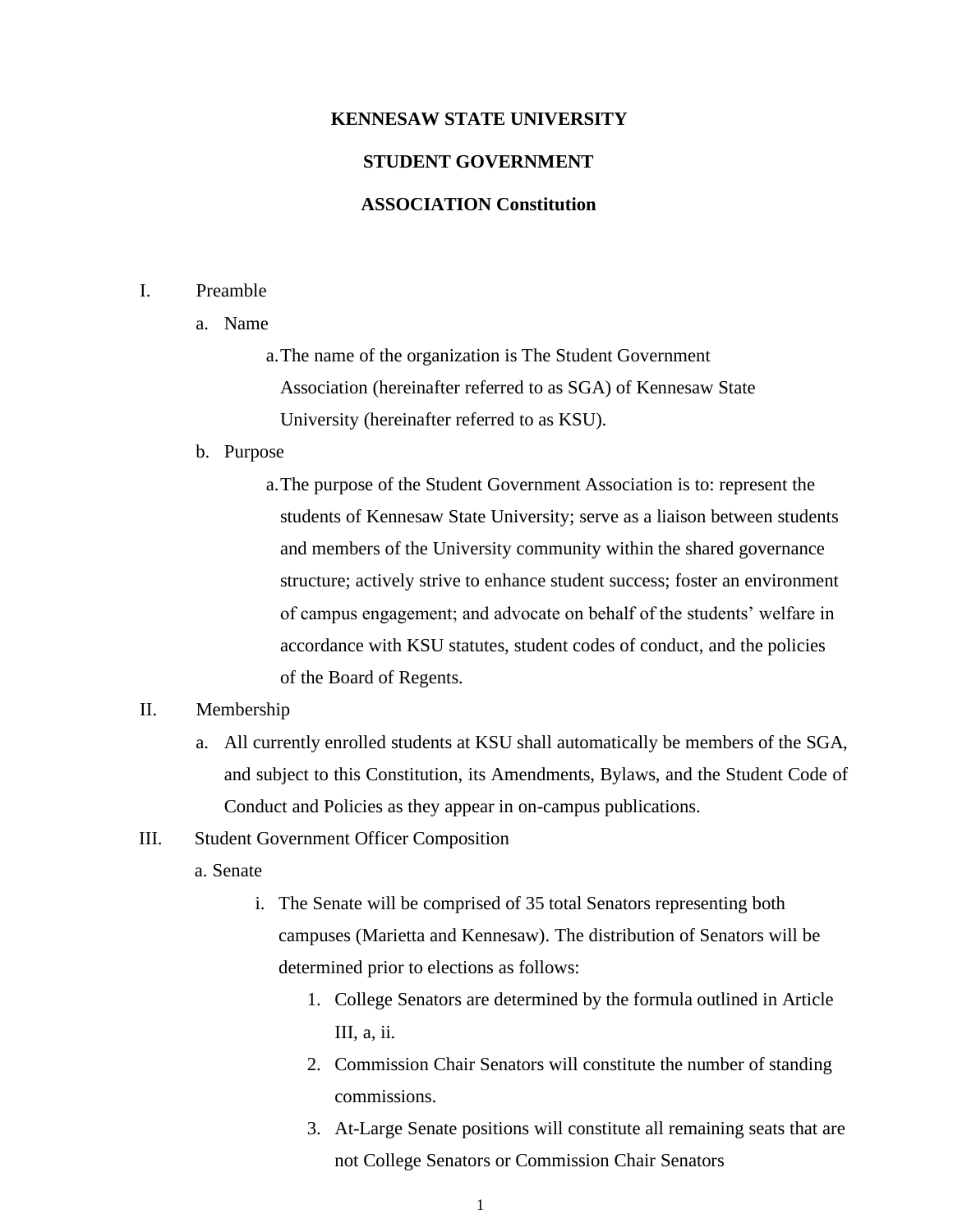# KENNESAW STATE UNIVERSITY

# STUDENT GOVERNMENT

# ASSOCIATION Constitution

I. Preamble

- a. Name
  - a. The name of the organization is The Student Government Association (hereinafter referred to as SGA) of Kennesaw State University (hereinafter referred to as KSU).
- b. Purpose
  - a. The purpose of the Student Government Association is to: represent the students of Kennesaw State University; serve as a liaison between students and members of the University community within the shared governance structure; actively strive to enhance student success; foster an environment of campus engagement; and advocate on behalf of the students' welfare in accordance with KSU statutes, student codes of conduct, and the policies of the Board of Regents.

II. Membership

- a. All currently enrolled students at KSU shall automatically be members of the SGA, and subject to this Constitution, its Amendments, Bylaws, and the Student Code of Conduct and Policies as they appear in on-campus publications.

III. Student Government Officer Composition

- a. Senate
  - i. The Senate will be comprised of 35 total Senators representing both campuses (Marietta and Kennesaw). The distribution of Senators will be determined prior to elections as follows:
    1. College Senators are determined by the formula outlined in Article III, a, ii.
    2. Commission Chair Senators will constitute the number of standing commissions.
    3. At-Large Senate positions will constitute all remaining seats that are not College Senators or Commission Chair Senators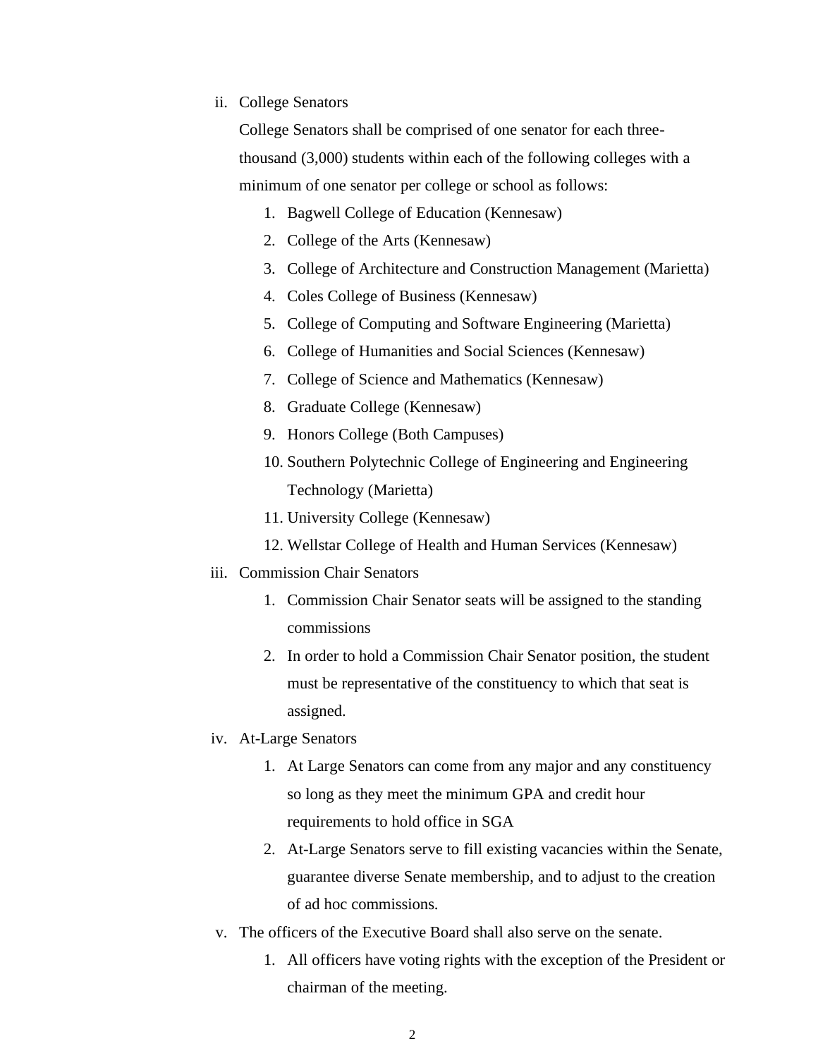ii. College Senators

    College Senators shall be comprised of one senator for each three-thousand (3,000) students within each of the following colleges with a minimum of one senator per college or school as follows:

    1. Bagwell College of Education (Kennesaw)
    2. College of the Arts (Kennesaw)
    3. College of Architecture and Construction Management (Marietta)
    4. Coles College of Business (Kennesaw)
    5. College of Computing and Software Engineering (Marietta)
    6. College of Humanities and Social Sciences (Kennesaw)
    7. College of Science and Mathematics (Kennesaw)
    8. Graduate College (Kennesaw)
    9. Honors College (Both Campuses)
    10. Southern Polytechnic College of Engineering and Engineering Technology (Marietta)
    11. University College (Kennesaw)
    12. Wellstar College of Health and Human Services (Kennesaw)

iii. Commission Chair Senators

    1. Commission Chair Senator seats will be assigned to the standing commissions
    2. In order to hold a Commission Chair Senator position, the student must be representative of the constituency to which that seat is assigned.

iv. At-Large Senators

    1. At Large Senators can come from any major and any constituency so long as they meet the minimum GPA and credit hour requirements to hold office in SGA
    2. At-Large Senators serve to fill existing vacancies within the Senate, guarantee diverse Senate membership, and to adjust to the creation of ad hoc commissions.

v. The officers of the Executive Board shall also serve on the senate.

    1. All officers have voting rights with the exception of the President or chairman of the meeting.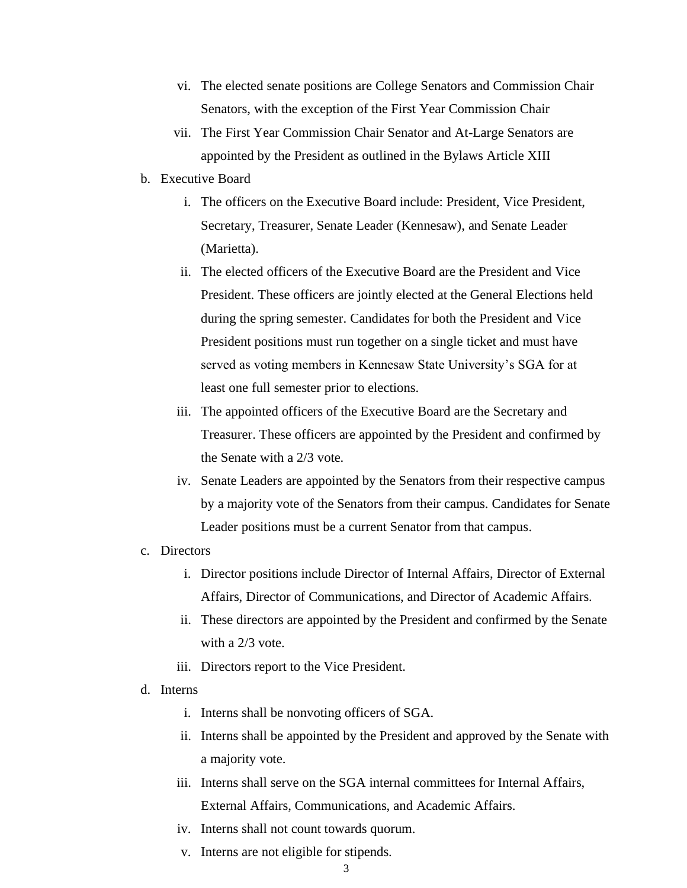vi. The elected senate positions are College Senators and Commission Chair Senators, with the exception of the First Year Commission Chair

   vii. The First Year Commission Chair Senator and At-Large Senators are appointed by the President as outlined in the Bylaws Article XIII

b. Executive Board

   i. The officers on the Executive Board include: President, Vice President, Secretary, Treasurer, Senate Leader (Kennesaw), and Senate Leader (Marietta).

   ii. The elected officers of the Executive Board are the President and Vice President. These officers are jointly elected at the General Elections held during the spring semester. Candidates for both the President and Vice President positions must run together on a single ticket and must have served as voting members in Kennesaw State University's SGA for at least one full semester prior to elections.

   iii. The appointed officers of the Executive Board are the Secretary and Treasurer. These officers are appointed by the President and confirmed by the Senate with a 2/3 vote.

   iv. Senate Leaders are appointed by the Senators from their respective campus by a majority vote of the Senators from their campus. Candidates for Senate Leader positions must be a current Senator from that campus.

c. Directors

   i. Director positions include Director of Internal Affairs, Director of External Affairs, Director of Communications, and Director of Academic Affairs.

   ii. These directors are appointed by the President and confirmed by the Senate with a 2/3 vote.

   iii. Directors report to the Vice President.

d. Interns

   i. Interns shall be nonvoting officers of SGA.

   ii. Interns shall be appointed by the President and approved by the Senate with a majority vote.

   iii. Interns shall serve on the SGA internal committees for Internal Affairs, External Affairs, Communications, and Academic Affairs.

   iv. Interns shall not count towards quorum.

   v. Interns are not eligible for stipends.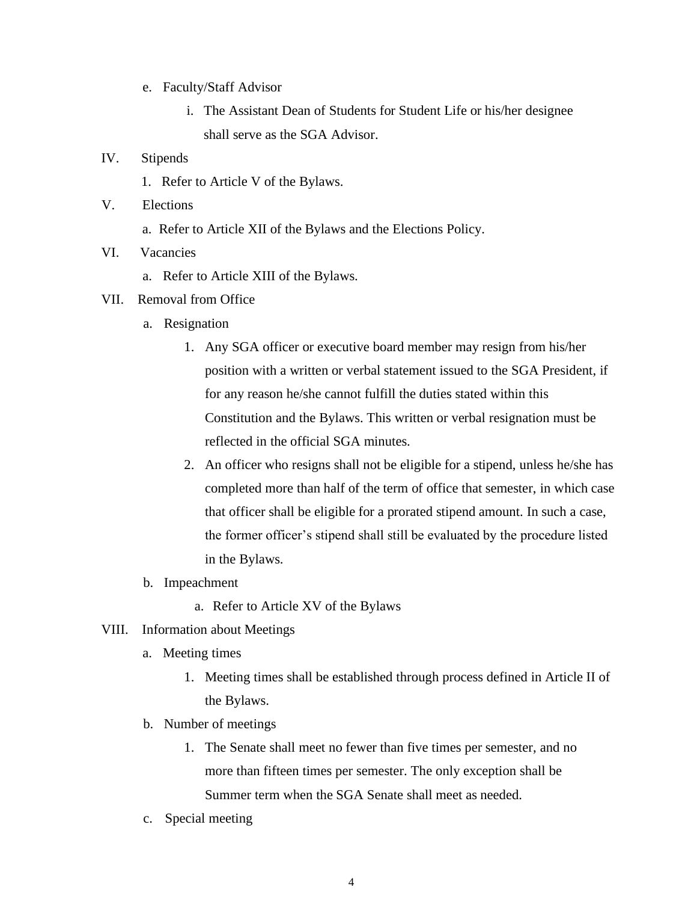e. Faculty/Staff Advisor

   i. The Assistant Dean of Students for Student Life or his/her designee shall serve as the SGA Advisor.

IV. Stipends

   1. Refer to Article V of the Bylaws.

V. Elections

   a. Refer to Article XII of the Bylaws and the Elections Policy.

VI. Vacancies

   a. Refer to Article XIII of the Bylaws.

VII. Removal from Office

   a. Resignation

      1. Any SGA officer or executive board member may resign from his/her position with a written or verbal statement issued to the SGA President, if for any reason he/she cannot fulfill the duties stated within this Constitution and the Bylaws. This written or verbal resignation must be reflected in the official SGA minutes.
      2. An officer who resigns shall not be eligible for a stipend, unless he/she has completed more than half of the term of office that semester, in which case that officer shall be eligible for a prorated stipend amount. In such a case, the former officer's stipend shall still be evaluated by the procedure listed in the Bylaws.

   b. Impeachment

      a. Refer to Article XV of the Bylaws

VIII. Information about Meetings

   a. Meeting times

      1. Meeting times shall be established through process defined in Article II of the Bylaws.

   b. Number of meetings

      1. The Senate shall meet no fewer than five times per semester, and no more than fifteen times per semester. The only exception shall be Summer term when the SGA Senate shall meet as needed.

   c. Special meeting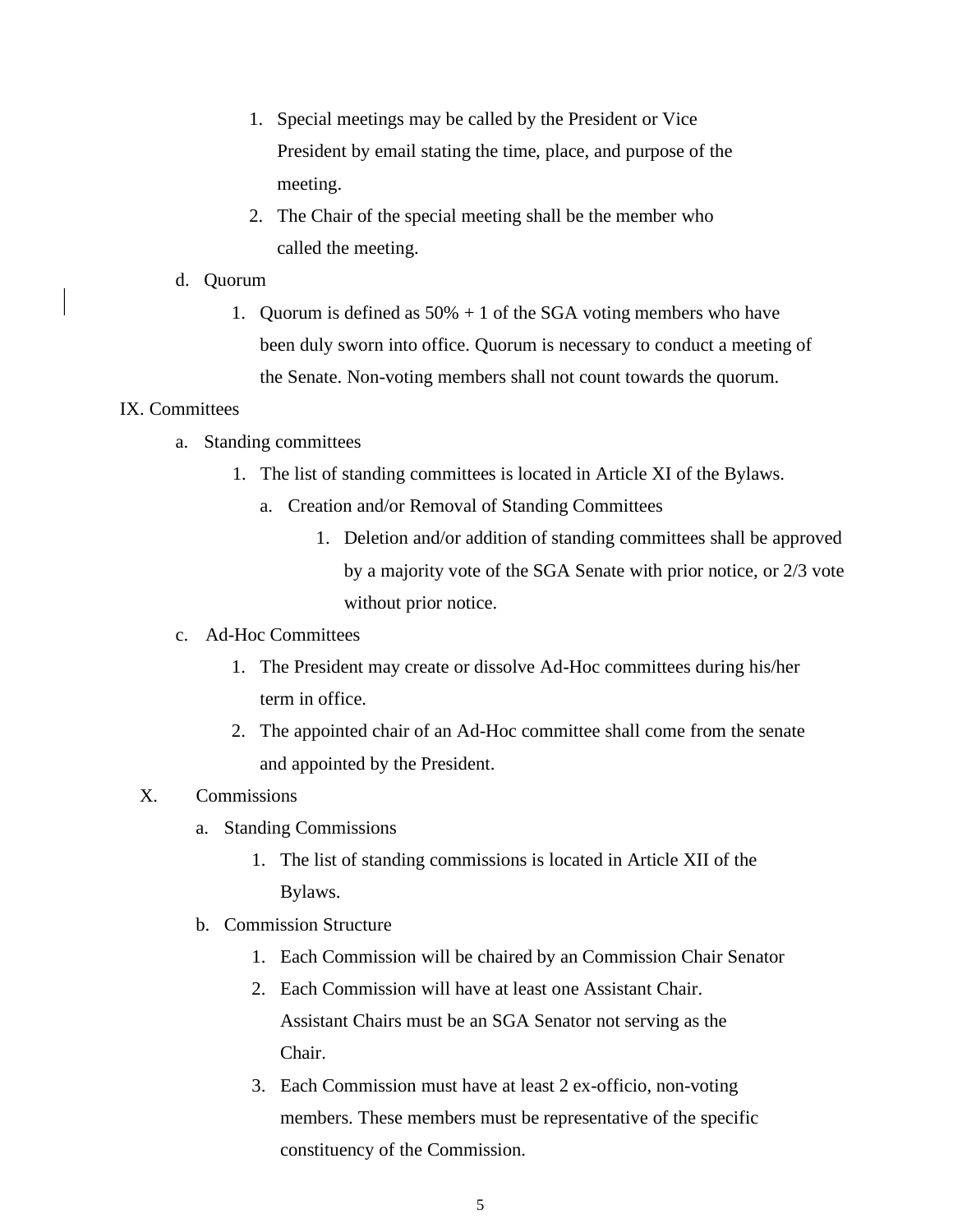1. Special meetings may be called by the President or Vice President by email stating the time, place, and purpose of the meeting.
2. The Chair of the special meeting shall be the member who called the meeting.

d. Quorum

1. Quorum is defined as 50% + 1 of the SGA voting members who have been duly sworn into office. Quorum is necessary to conduct a meeting of the Senate. Non-voting members shall not count towards the quorum.

IX. Committees

a. Standing committees

1. The list of standing committees is located in Article XI of the Bylaws.

a. Creation and/or Removal of Standing Committees

1. Deletion and/or addition of standing committees shall be approved by a majority vote of the SGA Senate with prior notice, or 2/3 vote without prior notice.

c. Ad-Hoc Committees

1. The President may create or dissolve Ad-Hoc committees during his/her term in office.
2. The appointed chair of an Ad-Hoc committee shall come from the senate and appointed by the President.

X. Commissions

a. Standing Commissions

1. The list of standing commissions is located in Article XII of the Bylaws.

b. Commission Structure

1. Each Commission will be chaired by an Commission Chair Senator
2. Each Commission will have at least one Assistant Chair. Assistant Chairs must be an SGA Senator not serving as the Chair.
3. Each Commission must have at least 2 ex-officio, non-voting members. These members must be representative of the specific constituency of the Commission.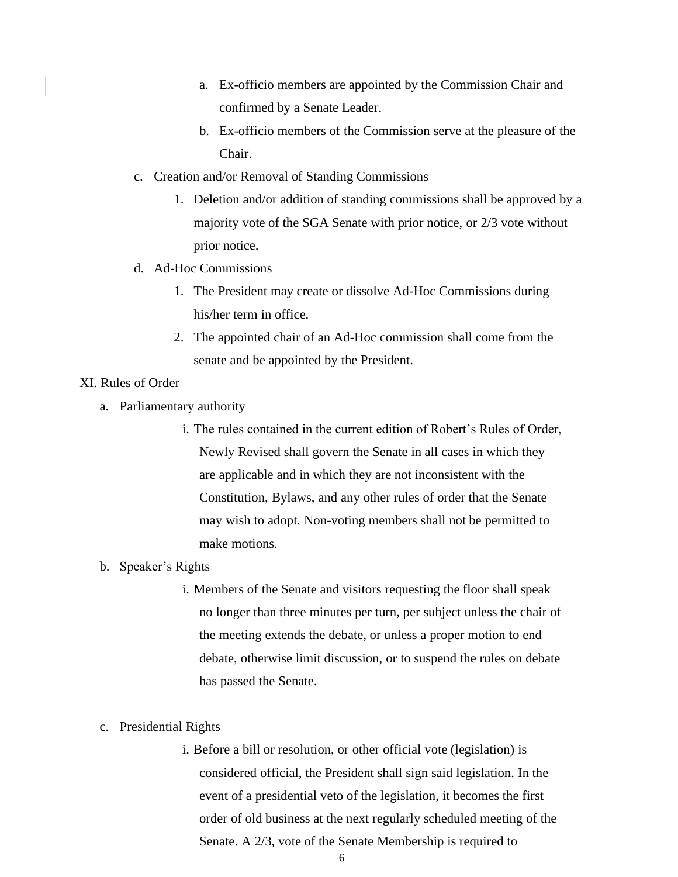a. Ex-officio members are appointed by the Commission Chair and confirmed by a Senate Leader.
b. Ex-officio members of the Commission serve at the pleasure of the Chair.

c. Creation and/or Removal of Standing Commissions
   1. Deletion and/or addition of standing commissions shall be approved by a majority vote of the SGA Senate with prior notice, or 2/3 vote without prior notice.

d. Ad-Hoc Commissions
   1. The President may create or dissolve Ad-Hoc Commissions during his/her term in office.
   2. The appointed chair of an Ad-Hoc commission shall come from the senate and be appointed by the President.

XI. Rules of Order

a. Parliamentary authority
   i. The rules contained in the current edition of Robert's Rules of Order, Newly Revised shall govern the Senate in all cases in which they are applicable and in which they are not inconsistent with the Constitution, Bylaws, and any other rules of order that the Senate may wish to adopt. Non-voting members shall not be permitted to make motions.

b. Speaker's Rights
   i. Members of the Senate and visitors requesting the floor shall speak no longer than three minutes per turn, per subject unless the chair of the meeting extends the debate, or unless a proper motion to end debate, otherwise limit discussion, or to suspend the rules on debate has passed the Senate.

c. Presidential Rights
   i. Before a bill or resolution, or other official vote (legislation) is considered official, the President shall sign said legislation. In the event of a presidential veto of the legislation, it becomes the first order of old business at the next regularly scheduled meeting of the Senate. A 2/3, vote of the Senate Membership is required to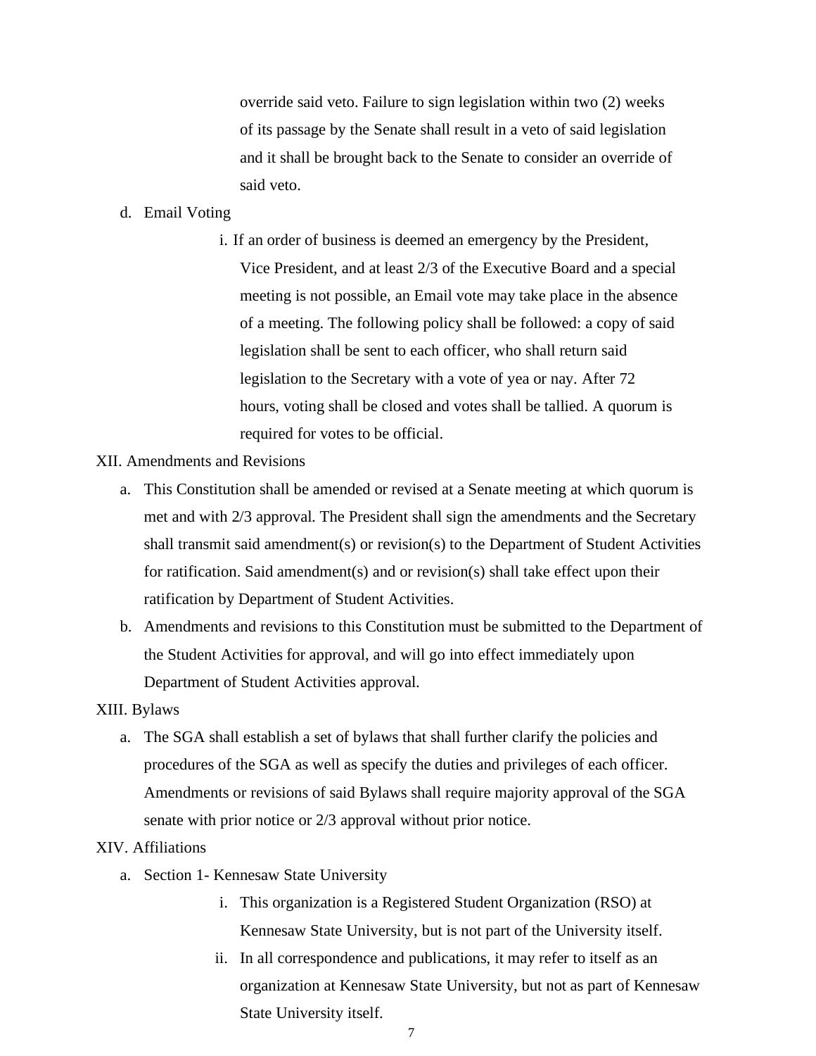override said veto. Failure to sign legislation within two (2) weeks of its passage by the Senate shall result in a veto of said legislation and it shall be brought back to the Senate to consider an override of said veto.

d. Email Voting

   i. If an order of business is deemed an emergency by the President, Vice President, and at least 2/3 of the Executive Board and a special meeting is not possible, an Email vote may take place in the absence of a meeting. The following policy shall be followed: a copy of said legislation shall be sent to each officer, who shall return said legislation to the Secretary with a vote of yea or nay. After 72 hours, voting shall be closed and votes shall be tallied. A quorum is required for votes to be official.

XII. Amendments and Revisions

a. This Constitution shall be amended or revised at a Senate meeting at which quorum is met and with 2/3 approval. The President shall sign the amendments and the Secretary shall transmit said amendment(s) or revision(s) to the Department of Student Activities for ratification. Said amendment(s) and or revision(s) shall take effect upon their ratification by Department of Student Activities.

b. Amendments and revisions to this Constitution must be submitted to the Department of the Student Activities for approval, and will go into effect immediately upon Department of Student Activities approval.

XIII. Bylaws

a. The SGA shall establish a set of bylaws that shall further clarify the policies and procedures of the SGA as well as specify the duties and privileges of each officer. Amendments or revisions of said Bylaws shall require majority approval of the SGA senate with prior notice or 2/3 approval without prior notice.

XIV. Affiliations

a. Section 1- Kennesaw State University

   i. This organization is a Registered Student Organization (RSO) at Kennesaw State University, but is not part of the University itself.

   ii. In all correspondence and publications, it may refer to itself as an organization at Kennesaw State University, but not as part of Kennesaw State University itself.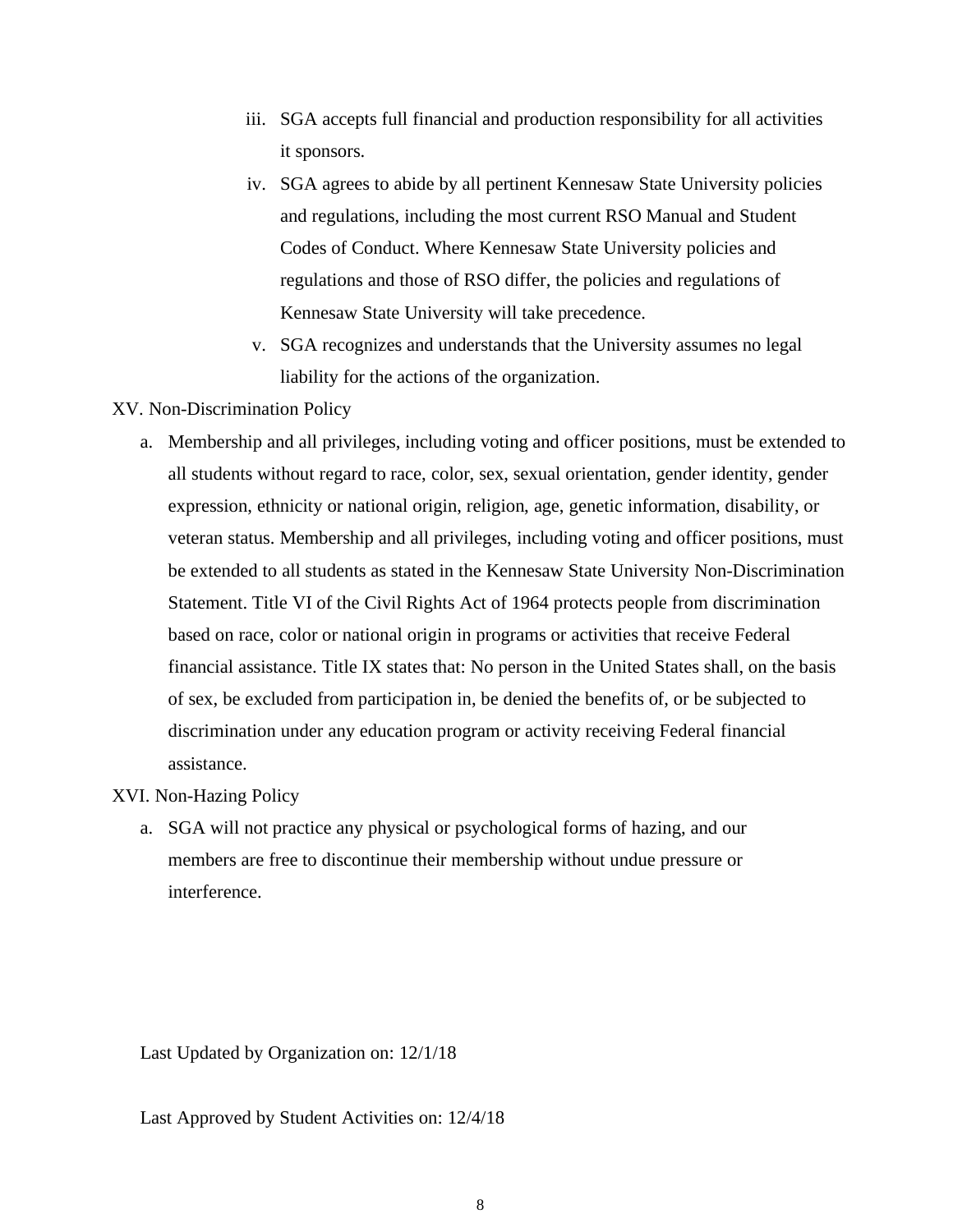iii. SGA accepts full financial and production responsibility for all activities it sponsors.

iv. SGA agrees to abide by all pertinent Kennesaw State University policies and regulations, including the most current RSO Manual and Student Codes of Conduct. Where Kennesaw State University policies and regulations and those of RSO differ, the policies and regulations of Kennesaw State University will take precedence.

v. SGA recognizes and understands that the University assumes no legal liability for the actions of the organization.

XV. Non-Discrimination Policy

a. Membership and all privileges, including voting and officer positions, must be extended to all students without regard to race, color, sex, sexual orientation, gender identity, gender expression, ethnicity or national origin, religion, age, genetic information, disability, or veteran status. Membership and all privileges, including voting and officer positions, must be extended to all students as stated in the Kennesaw State University Non-Discrimination Statement. Title VI of the Civil Rights Act of 1964 protects people from discrimination based on race, color or national origin in programs or activities that receive Federal financial assistance. Title IX states that: No person in the United States shall, on the basis of sex, be excluded from participation in, be denied the benefits of, or be subjected to discrimination under any education program or activity receiving Federal financial assistance.

XVI. Non-Hazing Policy

a. SGA will not practice any physical or psychological forms of hazing, and our members are free to discontinue their membership without undue pressure or interference.

Last Updated by Organization on: 12/1/18

Last Approved by Student Activities on: 12/4/18